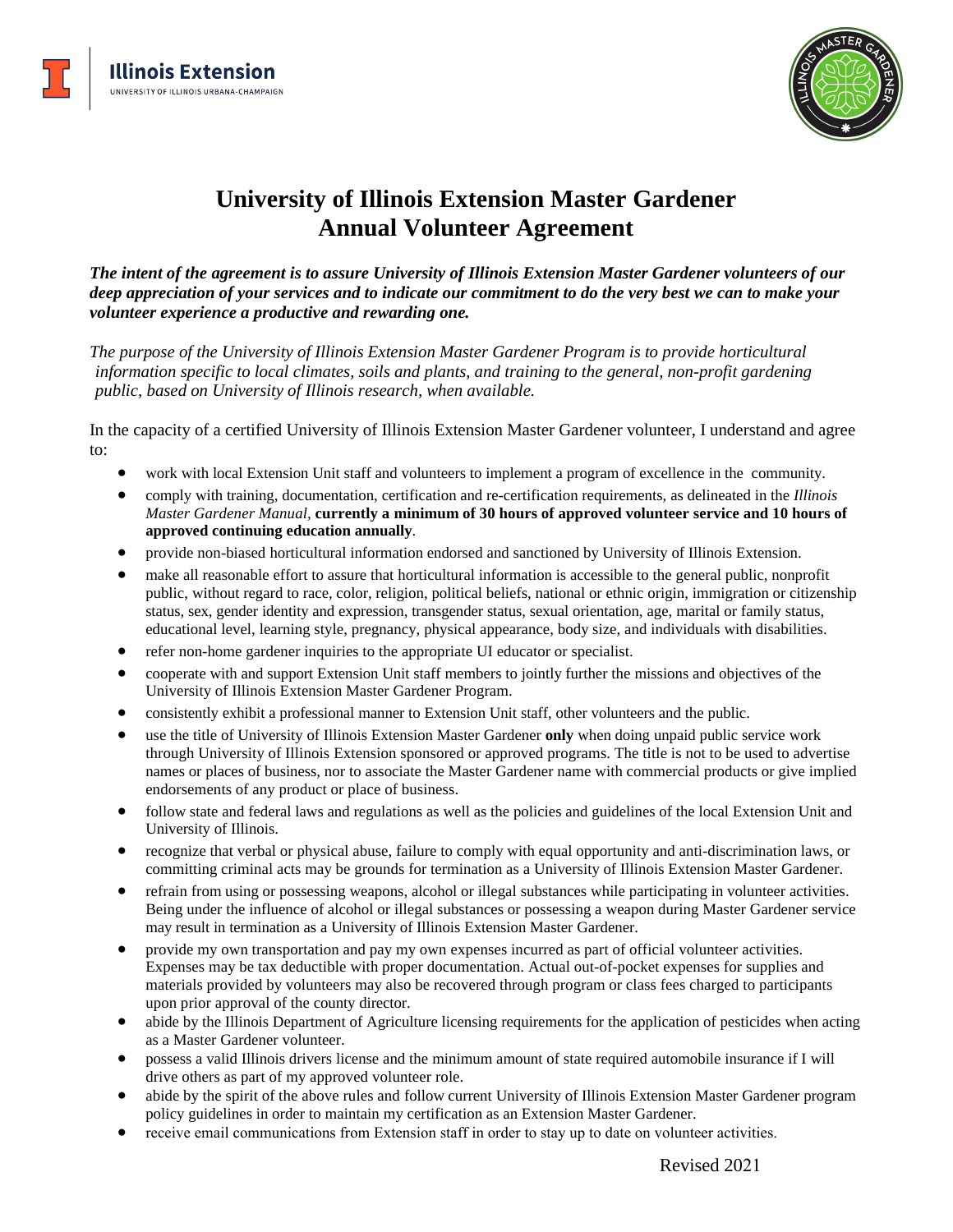# University of Illinois Extension Master Gardener Annual Volunteer Agreement

***The intent of the agreement is to assure University of Illinois Extension Master Gardener volunteers of our deep appreciation of your services and to indicate our commitment to do the very best we can to make your volunteer experience a productive and rewarding one.***

*The purpose of the University of Illinois Extension Master Gardener Program is to provide horticultural information specific to local climates, soils and plants, and training to the general, non-profit gardening public, based on University of Illinois research, when available.*

In the capacity of a certified University of Illinois Extension Master Gardener volunteer, I understand and agree to:

- work with local Extension Unit staff and volunteers to implement a program of excellence in the community.
- comply with training, documentation, certification and re-certification requirements, as delineated in the *Illinois Master Gardener Manual*, **currently a minimum of 30 hours of approved volunteer service and 10 hours of approved continuing education annually**.
- provide non-biased horticultural information endorsed and sanctioned by University of Illinois Extension.
- make all reasonable effort to assure that horticultural information is accessible to the general public, nonprofit public, without regard to race, color, religion, political beliefs, national or ethnic origin, immigration or citizenship status, sex, gender identity and expression, transgender status, sexual orientation, age, marital or family status, educational level, learning style, pregnancy, physical appearance, body size, and individuals with disabilities.
- refer non-home gardener inquiries to the appropriate UI educator or specialist.
- cooperate with and support Extension Unit staff members to jointly further the missions and objectives of the University of Illinois Extension Master Gardener Program.
- consistently exhibit a professional manner to Extension Unit staff, other volunteers and the public.
- use the title of University of Illinois Extension Master Gardener **only** when doing unpaid public service work through University of Illinois Extension sponsored or approved programs. The title is not to be used to advertise names or places of business, nor to associate the Master Gardener name with commercial products or give implied endorsements of any product or place of business.
- follow state and federal laws and regulations as well as the policies and guidelines of the local Extension Unit and University of Illinois.
- recognize that verbal or physical abuse, failure to comply with equal opportunity and anti-discrimination laws, or committing criminal acts may be grounds for termination as a University of Illinois Extension Master Gardener.
- refrain from using or possessing weapons, alcohol or illegal substances while participating in volunteer activities. Being under the influence of alcohol or illegal substances or possessing a weapon during Master Gardener service may result in termination as a University of Illinois Extension Master Gardener.
- provide my own transportation and pay my own expenses incurred as part of official volunteer activities. Expenses may be tax deductible with proper documentation. Actual out-of-pocket expenses for supplies and materials provided by volunteers may also be recovered through program or class fees charged to participants upon prior approval of the county director.
- abide by the Illinois Department of Agriculture licensing requirements for the application of pesticides when acting as a Master Gardener volunteer.
- possess a valid Illinois drivers license and the minimum amount of state required automobile insurance if I will drive others as part of my approved volunteer role.
- abide by the spirit of the above rules and follow current University of Illinois Extension Master Gardener program policy guidelines in order to maintain my certification as an Extension Master Gardener.
- receive email communications from Extension staff in order to stay up to date on volunteer activities.

Revised 2021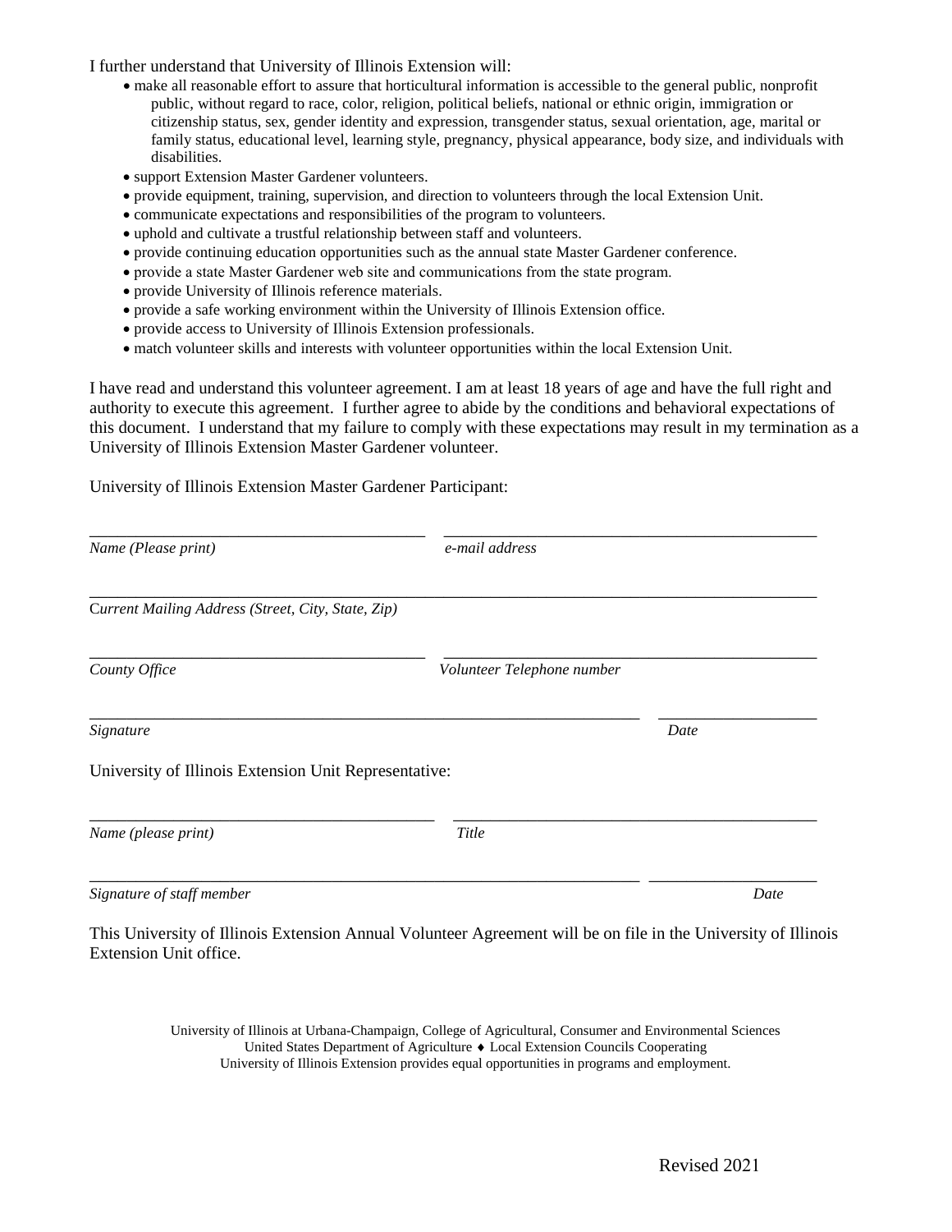I further understand that University of Illinois Extension will:

- make all reasonable effort to assure that horticultural information is accessible to the general public, nonprofit public, without regard to race, color, religion, political beliefs, national or ethnic origin, immigration or citizenship status, sex, gender identity and expression, transgender status, sexual orientation, age, marital or family status, educational level, learning style, pregnancy, physical appearance, body size, and individuals with disabilities.
- support Extension Master Gardener volunteers.
- provide equipment, training, supervision, and direction to volunteers through the local Extension Unit.
- communicate expectations and responsibilities of the program to volunteers.
- uphold and cultivate a trustful relationship between staff and volunteers.
- provide continuing education opportunities such as the annual state Master Gardener conference.
- provide a state Master Gardener web site and communications from the state program.
- provide University of Illinois reference materials.
- provide a safe working environment within the University of Illinois Extension office.
- provide access to University of Illinois Extension professionals.
- match volunteer skills and interests with volunteer opportunities within the local Extension Unit.

I have read and understand this volunteer agreement. I am at least 18 years of age and have the full right and authority to execute this agreement. I further agree to abide by the conditions and behavioral expectations of this document. I understand that my failure to comply with these expectations may result in my termination as a University of Illinois Extension Master Gardener volunteer.

University of Illinois Extension Master Gardener Participant:

\_\_\_\_\_\_\_\_\_\_\_\_\_\_\_\_\_\_\_\_\_\_\_\_\_\_\_\_\_\_\_\_\_\_\_\_\_\_\_\_ \_\_\_\_\_\_\_\_\_\_\_\_\_\_\_\_\_\_\_\_\_\_\_\_\_\_\_\_\_\_\_\_\_\_\_\_\_\_\_\_\_\_\_\_\_
*Name (Please print)* *e-mail address*

\_\_\_\_\_\_\_\_\_\_\_\_\_\_\_\_\_\_\_\_\_\_\_\_\_\_\_\_\_\_\_\_\_\_\_\_\_\_\_\_\_\_\_\_\_\_\_\_\_\_\_\_\_\_\_\_\_\_\_\_\_\_\_\_\_\_\_\_\_\_\_\_\_\_\_\_\_\_\_\_\_\_\_\_\_
*Current Mailing Address (Street, City, State, Zip)*

\_\_\_\_\_\_\_\_\_\_\_\_\_\_\_\_\_\_\_\_\_\_\_\_\_\_\_\_\_\_\_\_\_\_\_\_\_\_\_\_ \_\_\_\_\_\_\_\_\_\_\_\_\_\_\_\_\_\_\_\_\_\_\_\_\_\_\_\_\_\_\_\_\_\_\_\_\_\_\_\_\_\_\_\_\_
*County Office* *Volunteer Telephone number*

\_\_\_\_\_\_\_\_\_\_\_\_\_\_\_\_\_\_\_\_\_\_\_\_\_\_\_\_\_\_\_\_\_\_\_\_\_\_\_\_\_\_\_\_\_\_\_\_\_\_\_\_\_\_\_\_\_\_\_\_\_\_\_\_ \_\_\_\_\_\_\_\_\_\_\_\_\_\_\_\_\_\_\_
*Signature* *Date*

University of Illinois Extension Unit Representative:

\_\_\_\_\_\_\_\_\_\_\_\_\_\_\_\_\_\_\_\_\_\_\_\_\_\_\_\_\_\_\_\_\_\_\_\_\_\_\_\_\_ \_\_\_\_\_\_\_\_\_\_\_\_\_\_\_\_\_\_\_\_\_\_\_\_\_\_\_\_\_\_\_\_\_\_\_\_\_\_\_\_\_\_\_\_
*Name (please print)* *Title*

\_\_\_\_\_\_\_\_\_\_\_\_\_\_\_\_\_\_\_\_\_\_\_\_\_\_\_\_\_\_\_\_\_\_\_\_\_\_\_\_\_\_\_\_\_\_\_\_\_\_\_\_\_\_\_\_\_\_\_\_\_\_\_\_ \_\_\_\_\_\_\_\_\_\_\_\_\_\_\_\_\_\_\_\_
*Signature of staff member* *Date*

This University of Illinois Extension Annual Volunteer Agreement will be on file in the University of Illinois Extension Unit office.

University of Illinois at Urbana-Champaign, College of Agricultural, Consumer and Environmental Sciences
United States Department of Agriculture ♦ Local Extension Councils Cooperating
University of Illinois Extension provides equal opportunities in programs and employment.

Revised 2021